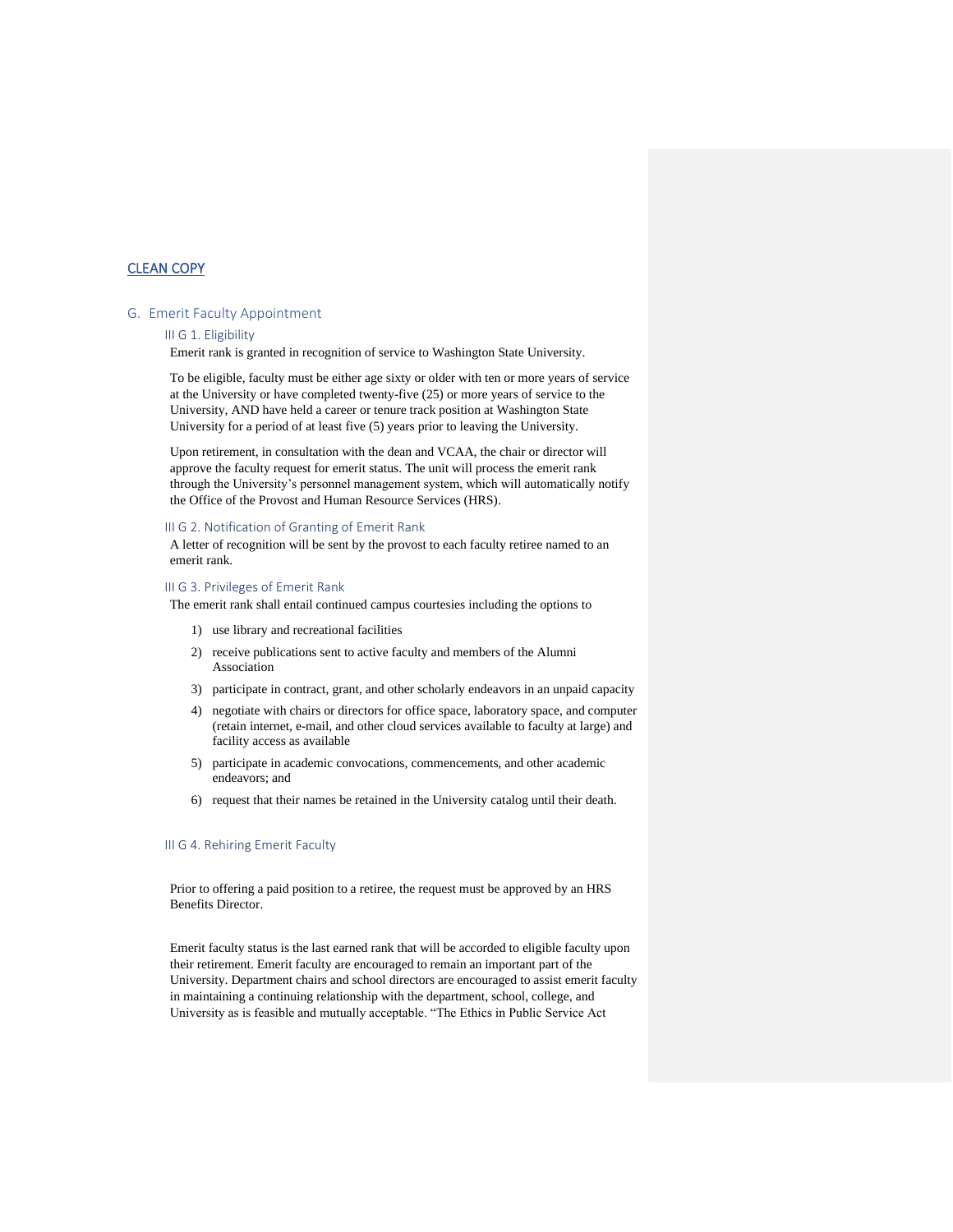CLEAN COPY

## G. Emerit Faculty Appointment

### III G 1. Eligibility

Emerit rank is granted in recognition of service to Washington State University.

To be eligible, faculty must be either age sixty or older with ten or more years of service at the University or have completed twenty-five (25) or more years of service to the University, AND have held a career or tenure track position at Washington State University for a period of at least five (5) years prior to leaving the University.

Upon retirement, in consultation with the dean and VCAA, the chair or director will approve the faculty request for emerit status. The unit will process the emerit rank through the University's personnel management system, which will automatically notify the Office of the Provost and Human Resource Services (HRS).

### III G 2. Notification of Granting of Emerit Rank

A letter of recognition will be sent by the provost to each faculty retiree named to an emerit rank.

### III G 3. Privileges of Emerit Rank

The emerit rank shall entail continued campus courtesies including the options to

1) use library and recreational facilities
2) receive publications sent to active faculty and members of the Alumni Association
3) participate in contract, grant, and other scholarly endeavors in an unpaid capacity
4) negotiate with chairs or directors for office space, laboratory space, and computer (retain internet, e-mail, and other cloud services available to faculty at large) and facility access as available
5) participate in academic convocations, commencements, and other academic endeavors; and
6) request that their names be retained in the University catalog until their death.

### III G 4. Rehiring Emerit Faculty

Prior to offering a paid position to a retiree, the request must be approved by an HRS Benefits Director.

Emerit faculty status is the last earned rank that will be accorded to eligible faculty upon their retirement. Emerit faculty are encouraged to remain an important part of the University. Department chairs and school directors are encouraged to assist emerit faculty in maintaining a continuing relationship with the department, school, college, and University as is feasible and mutually acceptable. "The Ethics in Public Service Act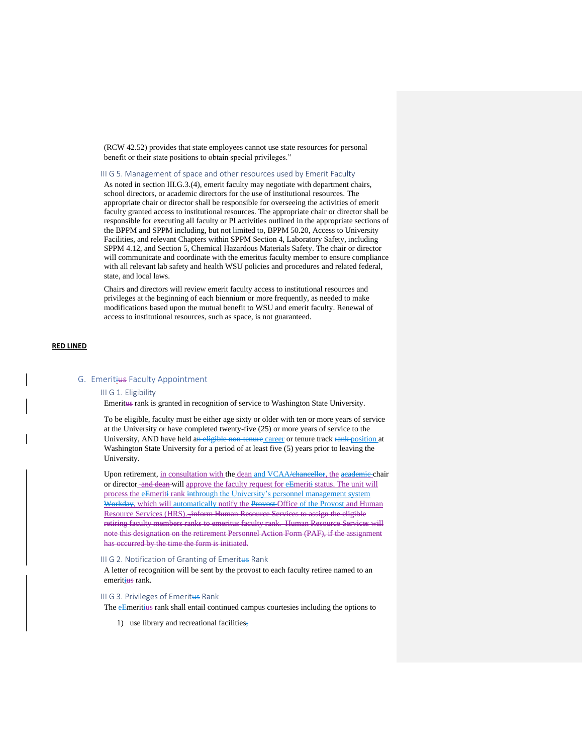(RCW 42.52) provides that state employees cannot use state resources for personal benefit or their state positions to obtain special privileges."

### III G 5. Management of space and other resources used by Emerit Faculty

As noted in section III.G.3.(4), emerit faculty may negotiate with department chairs, school directors, or academic directors for the use of institutional resources. The appropriate chair or director shall be responsible for overseeing the activities of emerit faculty granted access to institutional resources. The appropriate chair or director shall be responsible for executing all faculty or PI activities outlined in the appropriate sections of the BPPM and SPPM including, but not limited to, BPPM 50.20, Access to University Facilities, and relevant Chapters within SPPM Section 4, Laboratory Safety, including SPPM 4.12, and Section 5, Chemical Hazardous Materials Safety. The chair or director will communicate and coordinate with the emeritus faculty member to ensure compliance with all relevant lab safety and health WSU policies and procedures and related federal, state, and local laws.

Chairs and directors will review emerit faculty access to institutional resources and privileges at the beginning of each biennium or more frequently, as needed to make modifications based upon the mutual benefit to WSU and emerit faculty. Renewal of access to institutional resources, such as space, is not guaranteed.

**RED LINED**

## G. Emeriti~~us~~ Faculty Appointment

### III G 1. Eligibility

Emerit~~us~~ rank is granted in recognition of service to Washington State University.

To be eligible, faculty must be either age sixty or older with ten or more years of service at the University or have completed twenty-five (25) or more years of service to the University, AND have held a~~n eligible non-tenure~~ career or tenure track ~~rank~~ position at Washington State University for a period of at least five (5) years prior to leaving the University.

Upon retirement, in consultation with the dean and VCAA/~~chancellor~~, the ~~academic~~ chair or director ~~and dean~~ will approve the faculty request for ~~e~~Emerit~~i~~ status. The unit will process the ~~e~~Emerit~~i~~ rank ~~in~~through the University's personnel management system ~~Workday~~, which will automatically notify the ~~Provost~~ Office of the Provost and Human Resource Services (HRS). ~~, inform Human Resource Services to assign the eligible retiring faculty members ranks to emeritus faculty rank. Human Resource Services will note this designation on the retirement Personnel Action Form (PAF), if the assignment has occurred by the time the form is initiated.~~

### III G 2. Notification of Granting of Emerit~~us~~ Rank

A letter of recognition will be sent by the provost to each faculty retiree named to an emeriti~~us~~ rank.

### III G 3. Privileges of Emerit~~us~~ Rank

The ~~e~~Emeriti~~us~~ rank shall entail continued campus courtesies including the options to

1) use library and recreational facilities~~;~~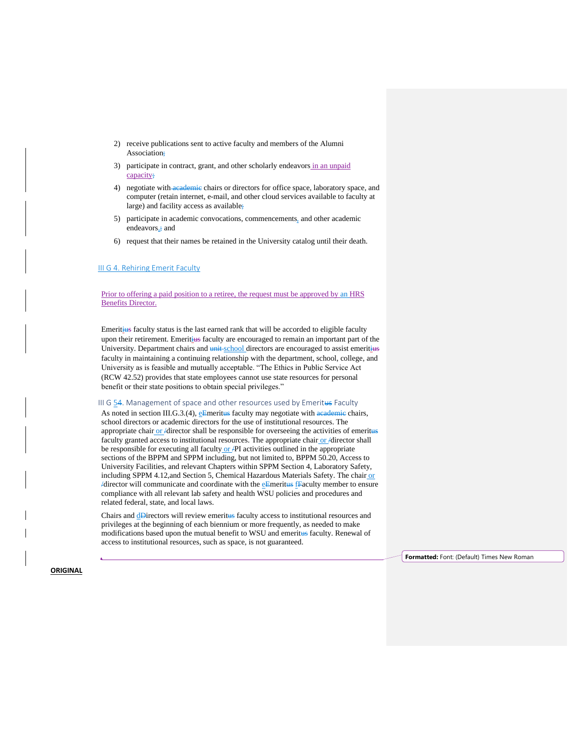2) receive publications sent to active faculty and members of the Alumni Association;
3) participate in contract, grant, and other scholarly endeavors in an unpaid capacity;
4) negotiate with academic chairs or directors for office space, laboratory space, and computer (retain internet, e-mail, and other cloud services available to faculty at large) and facility access as available;
5) participate in academic convocations, commencements, and other academic endeavors,; and
6) request that their names be retained in the University catalog until their death.

## III G 4. Rehiring Emerit Faculty

Prior to offering a paid position to a retiree, the request must be approved by an HRS Benefits Director.

Emeritius faculty status is the last earned rank that will be accorded to eligible faculty upon their retirement. Emeritius faculty are encouraged to remain an important part of the University. Department chairs and unit school directors are encouraged to assist emeritius faculty in maintaining a continuing relationship with the department, school, college, and University as is feasible and mutually acceptable. "The Ethics in Public Service Act (RCW 42.52) provides that state employees cannot use state resources for personal benefit or their state positions to obtain special privileges."

## III G 54. Management of space and other resources used by Emeritus Faculty

As noted in section III.G.3.(4), eEmeritus faculty may negotiate with academic chairs, school directors or academic directors for the use of institutional resources. The appropriate chair or /director shall be responsible for overseeing the activities of emeritus faculty granted access to institutional resources. The appropriate chair or /director shall be responsible for executing all faculty or /PI activities outlined in the appropriate sections of the BPPM and SPPM including, but not limited to, BPPM 50.20, Access to University Facilities, and relevant Chapters within SPPM Section 4, Laboratory Safety, including SPPM 4.12,and Section 5, Chemical Hazardous Materials Safety. The chair or /director will communicate and coordinate with the eEmeritus fFaculty member to ensure compliance with all relevant lab safety and health WSU policies and procedures and related federal, state, and local laws.

Chairs and dDirectors will review emeritus faculty access to institutional resources and privileges at the beginning of each biennium or more frequently, as needed to make modifications based upon the mutual benefit to WSU and emeritus faculty. Renewal of access to institutional resources, such as space, is not guaranteed.

**ORIGINAL**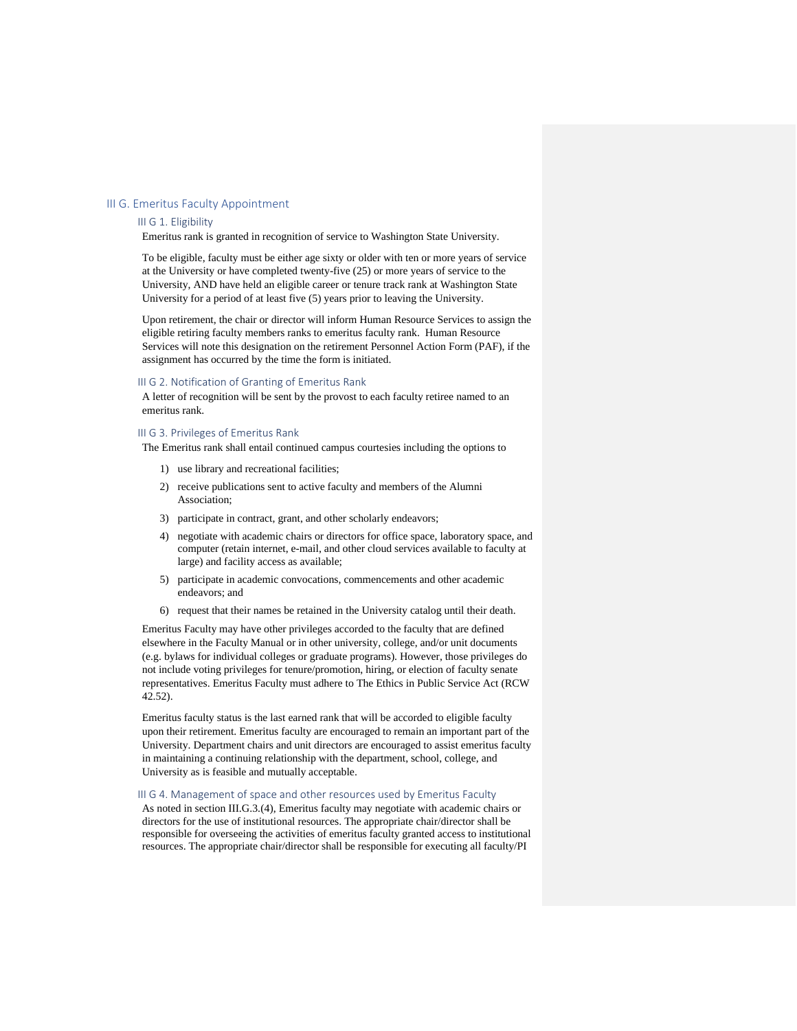## III G. Emeritus Faculty Appointment

### III G 1. Eligibility

Emeritus rank is granted in recognition of service to Washington State University.

To be eligible, faculty must be either age sixty or older with ten or more years of service at the University or have completed twenty-five (25) or more years of service to the University, AND have held an eligible career or tenure track rank at Washington State University for a period of at least five (5) years prior to leaving the University.

Upon retirement, the chair or director will inform Human Resource Services to assign the eligible retiring faculty members ranks to emeritus faculty rank. Human Resource Services will note this designation on the retirement Personnel Action Form (PAF), if the assignment has occurred by the time the form is initiated.

### III G 2. Notification of Granting of Emeritus Rank

A letter of recognition will be sent by the provost to each faculty retiree named to an emeritus rank.

### III G 3. Privileges of Emeritus Rank

The Emeritus rank shall entail continued campus courtesies including the options to

1) use library and recreational facilities;
2) receive publications sent to active faculty and members of the Alumni Association;
3) participate in contract, grant, and other scholarly endeavors;
4) negotiate with academic chairs or directors for office space, laboratory space, and computer (retain internet, e-mail, and other cloud services available to faculty at large) and facility access as available;
5) participate in academic convocations, commencements and other academic endeavors; and
6) request that their names be retained in the University catalog until their death.

Emeritus Faculty may have other privileges accorded to the faculty that are defined elsewhere in the Faculty Manual or in other university, college, and/or unit documents (e.g. bylaws for individual colleges or graduate programs). However, those privileges do not include voting privileges for tenure/promotion, hiring, or election of faculty senate representatives. Emeritus Faculty must adhere to The Ethics in Public Service Act (RCW 42.52).

Emeritus faculty status is the last earned rank that will be accorded to eligible faculty upon their retirement. Emeritus faculty are encouraged to remain an important part of the University. Department chairs and unit directors are encouraged to assist emeritus faculty in maintaining a continuing relationship with the department, school, college, and University as is feasible and mutually acceptable.

### III G 4. Management of space and other resources used by Emeritus Faculty

As noted in section III.G.3.(4), Emeritus faculty may negotiate with academic chairs or directors for the use of institutional resources. The appropriate chair/director shall be responsible for overseeing the activities of emeritus faculty granted access to institutional resources. The appropriate chair/director shall be responsible for executing all faculty/PI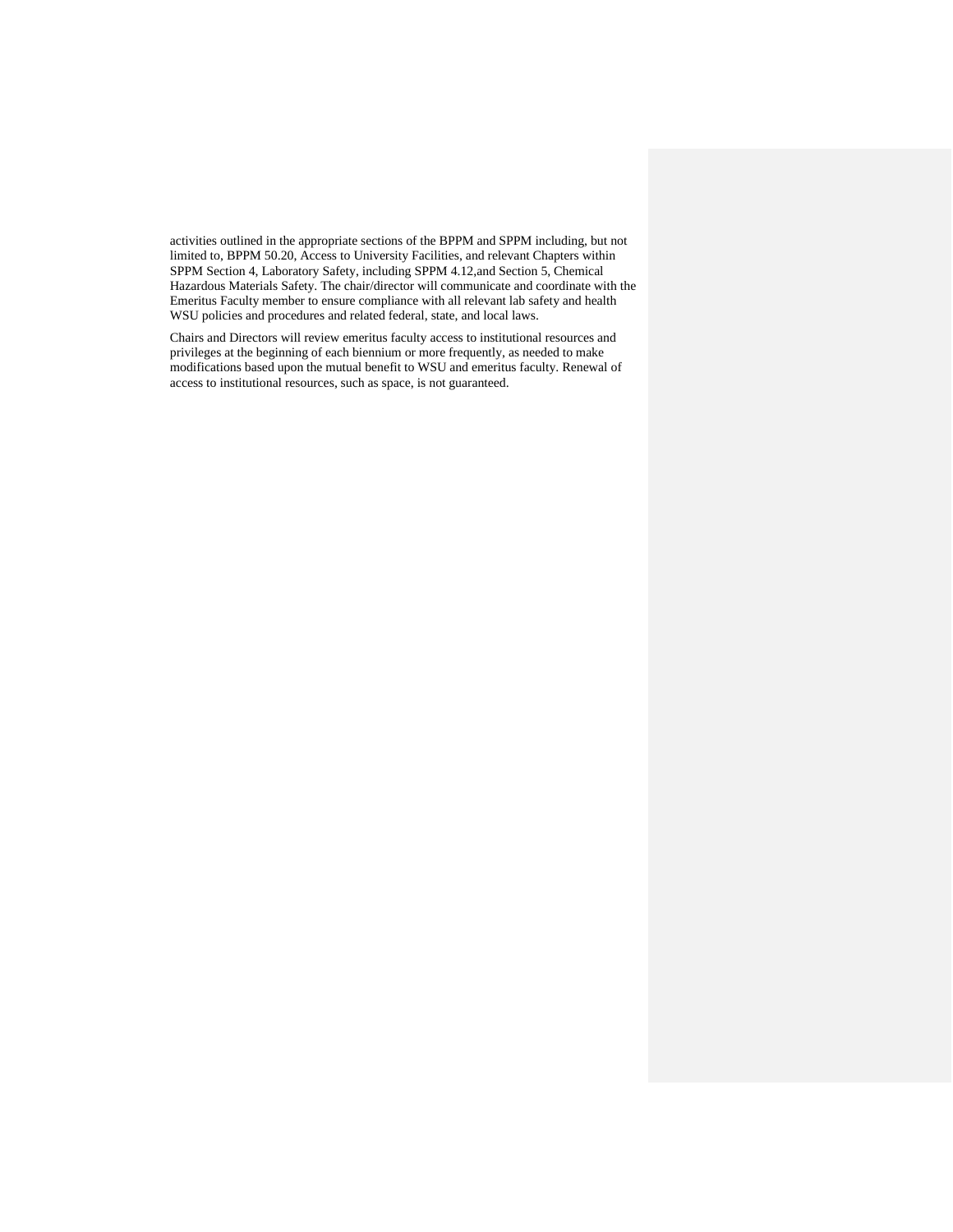activities outlined in the appropriate sections of the BPPM and SPPM including, but not limited to, BPPM 50.20, Access to University Facilities, and relevant Chapters within SPPM Section 4, Laboratory Safety, including SPPM 4.12,and Section 5, Chemical Hazardous Materials Safety. The chair/director will communicate and coordinate with the Emeritus Faculty member to ensure compliance with all relevant lab safety and health WSU policies and procedures and related federal, state, and local laws.

Chairs and Directors will review emeritus faculty access to institutional resources and privileges at the beginning of each biennium or more frequently, as needed to make modifications based upon the mutual benefit to WSU and emeritus faculty. Renewal of access to institutional resources, such as space, is not guaranteed.